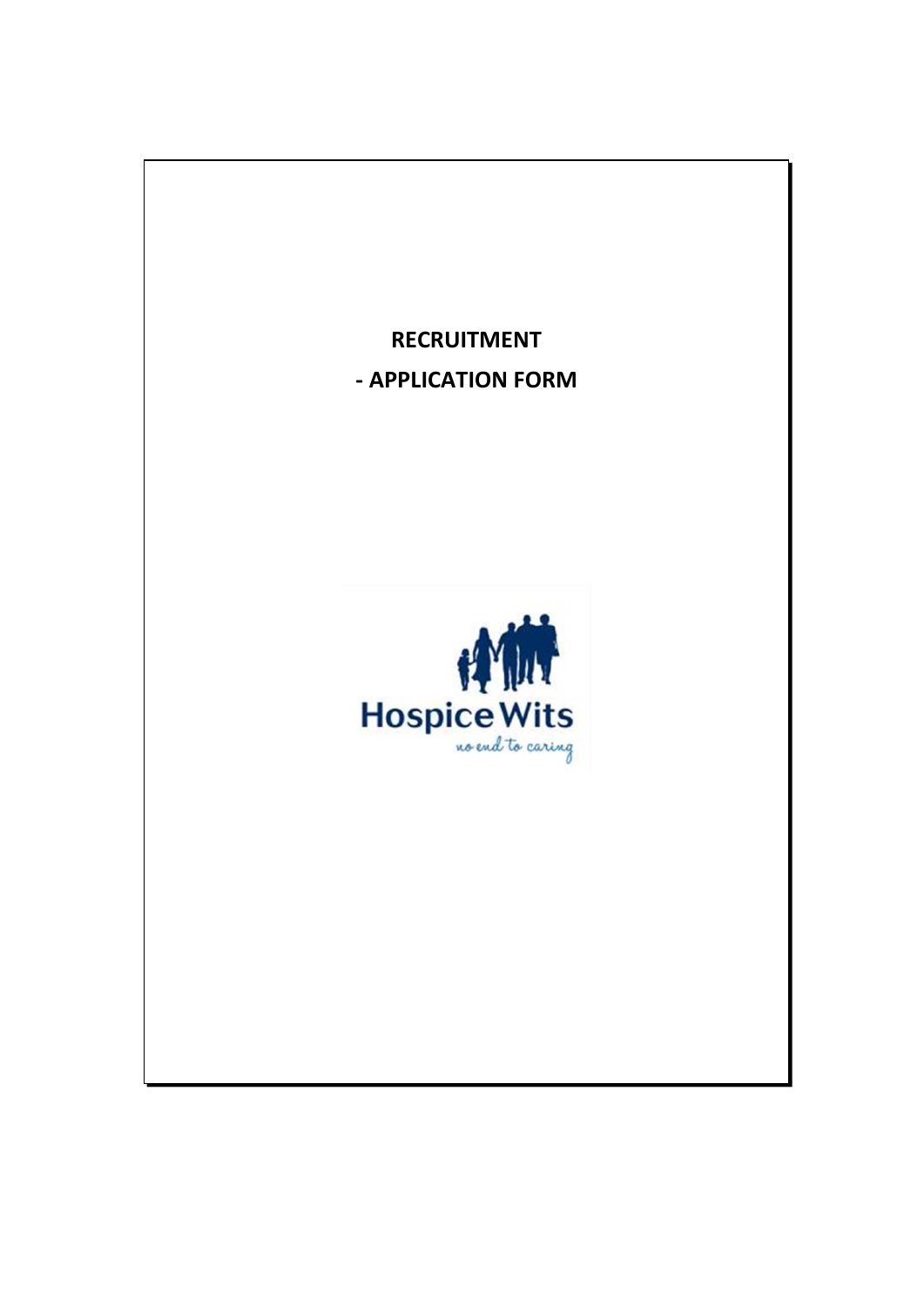# RECRUITMENT

# - APPLICATION FORM

Hospice Wits

*no end to caring*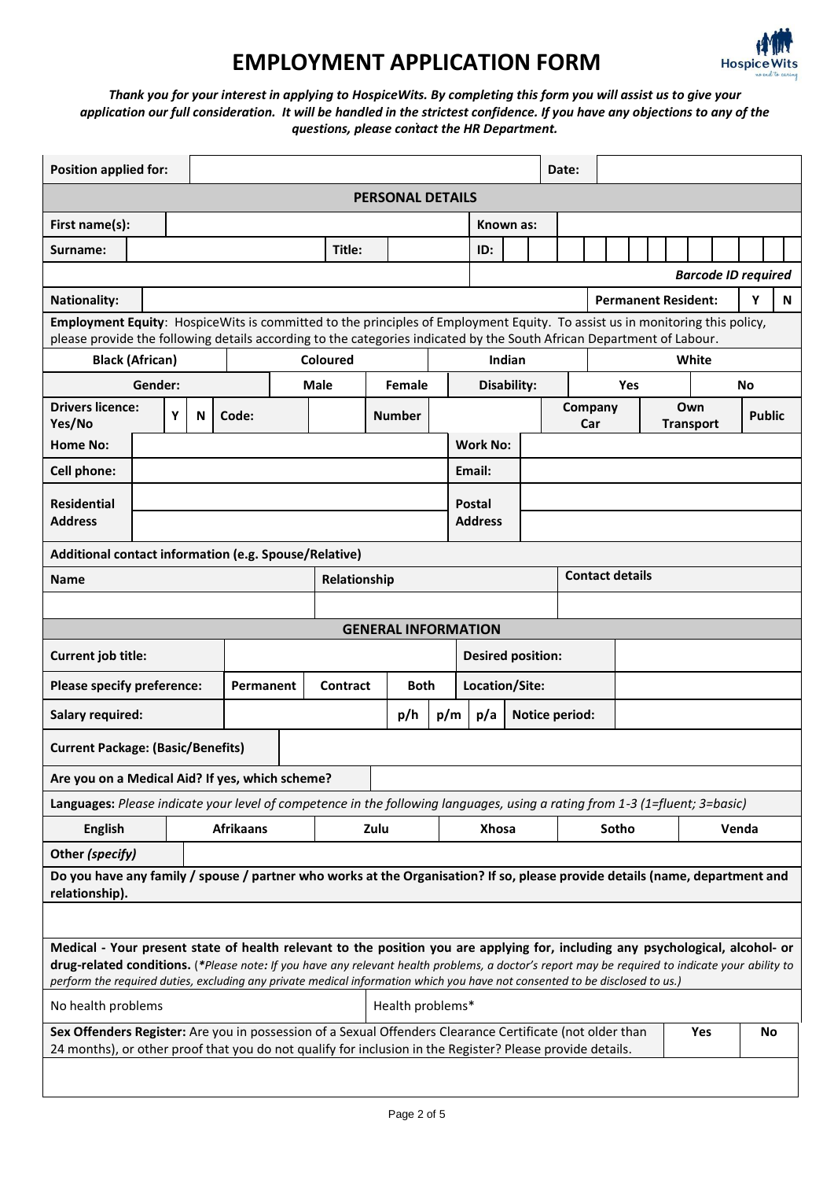# EMPLOYMENT APPLICATION FORM

***Thank you for your interest in applying to HospiceWits. By completing this form you will assist us to give your application our full consideration. It will be handled in the strictest confidence. If you have any objections to any of the questions, please contact the HR Department.***

| **Position applied for:** | | **Date:** | |
|---|---|---|---|

| **PERSONAL DETAILS** | | | |
|---|---|---|---|
| **First name(s):** | | **Known as:** | |
| **Surname:** | | **Title:** | |
| **ID:** | | | ***Barcode ID required*** |
| **Nationality:** | | **Permanent Resident:** | **Y** / **N** |

**Employment Equity**: HospiceWits is committed to the principles of Employment Equity. To assist us in monitoring this policy, please provide the following details according to the categories indicated by the South African Department of Labour.

| **Black (African)** | **Coloured** | **Indian** | **White** |
|---|---|---|---|

| **Gender:** | **Male** | **Female** | **Disability:** | **Yes** | **No** |
|---|---|---|---|---|---|

| **Drivers licence: Yes/No** | **Y** | **N** | **Code:** | | **Number** | | **Company Car** | **Own Transport** | **Public** |
|---|---|---|---|---|---|---|---|---|---|

| | | | |
|---|---|---|---|
| **Home No:** | | **Work No:** | |
| **Cell phone:** | | **Email:** | |
| **Residential Address** | | **Postal Address** | |

**Additional contact information (e.g. Spouse/Relative)**

| **Name** | **Relationship** | **Contact details** |
|---|---|---|
| | | |

| **GENERAL INFORMATION** | | | |
|---|---|---|---|
| **Current job title:** | | **Desired position:** | |

| **Please specify preference:** | **Permanent** | **Contract** | **Both** | **Location/Site:** | |
|---|---|---|---|---|---|

| **Salary required:** | | **p/h** | **p/m** | **p/a** | **Notice period:** | |
|---|---|---|---|---|---|---|

| **Current Package: (Basic/Benefits)** | |
|---|---|
| **Are you on a Medical Aid? If yes, which scheme?** | |

**Languages:** *Please indicate your level of competence in the following languages, using a rating from 1-3 (1=fluent; 3=basic)*

| **English** | **Afrikaans** | **Zulu** | **Xhosa** | **Sotho** | **Venda** |
|---|---|---|---|---|---|
| | | | | | |

| **Other *(specify)*** | |
|---|---|

**Do you have any family / spouse / partner who works at the Organisation? If so, please provide details (name, department and relationship).**

**Medical - Your present state of health relevant to the position you are applying for, including any psychological, alcohol- or drug-related conditions.** (*\*Please note: If you have any relevant health problems, a doctor's report may be required to indicate your ability to perform the required duties, excluding any private medical information which you have not consented to be disclosed to us.)*

| No health problems | Health problems* |
|---|---|

| **Sex Offenders Register:** Are you in possession of a Sexual Offenders Clearance Certificate (not older than 24 months), or other proof that you do not qualify for inclusion in the Register? Please provide details. | **Yes** | **No** |
|---|---|---|
| | | |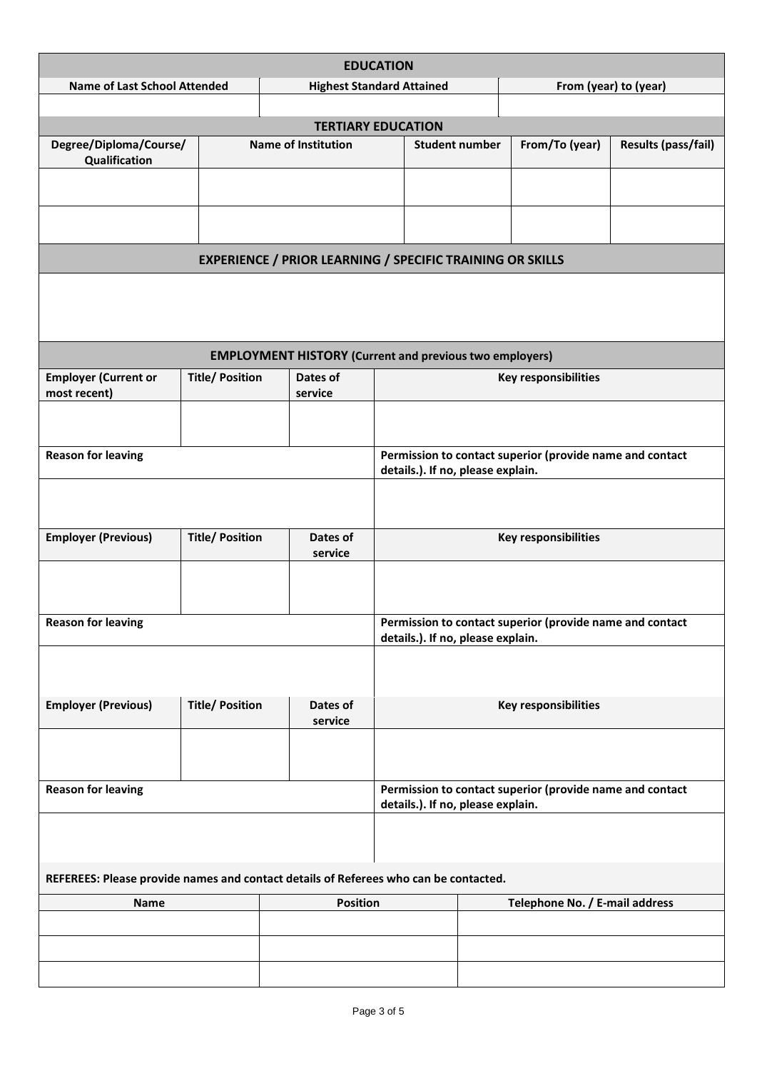## EDUCATION

| Name of Last School Attended | Highest Standard Attained | From (year) to (year) |
|---|---|---|
| | | |

## TERTIARY EDUCATION

| Degree/Diploma/Course/ Qualification | Name of Institution | Student number | From/To (year) | Results (pass/fail) |
|---|---|---|---|---|
| | | | | |
| | | | | |

## EXPERIENCE / PRIOR LEARNING / SPECIFIC TRAINING OR SKILLS

## EMPLOYMENT HISTORY (Current and previous two employers)

| Employer (Current or most recent) | Title/ Position | Dates of service | Key responsibilities |
|---|---|---|---|
| | | | |

| Reason for leaving | Permission to contact superior (provide name and contact details.). If no, please explain. |
|---|---|
| | |

| Employer (Previous) | Title/ Position | Dates of service | Key responsibilities |
|---|---|---|---|
| | | | |

| Reason for leaving | Permission to contact superior (provide name and contact details.). If no, please explain. |
|---|---|
| | |

| Employer (Previous) | Title/ Position | Dates of service | Key responsibilities |
|---|---|---|---|
| | | | |

| Reason for leaving | Permission to contact superior (provide name and contact details.). If no, please explain. |
|---|---|
| | |

**REFEREES: Please provide names and contact details of Referees who can be contacted.**

| Name | Position | Telephone No. / E-mail address |
|---|---|---|
| | | |
| | | |
| | | |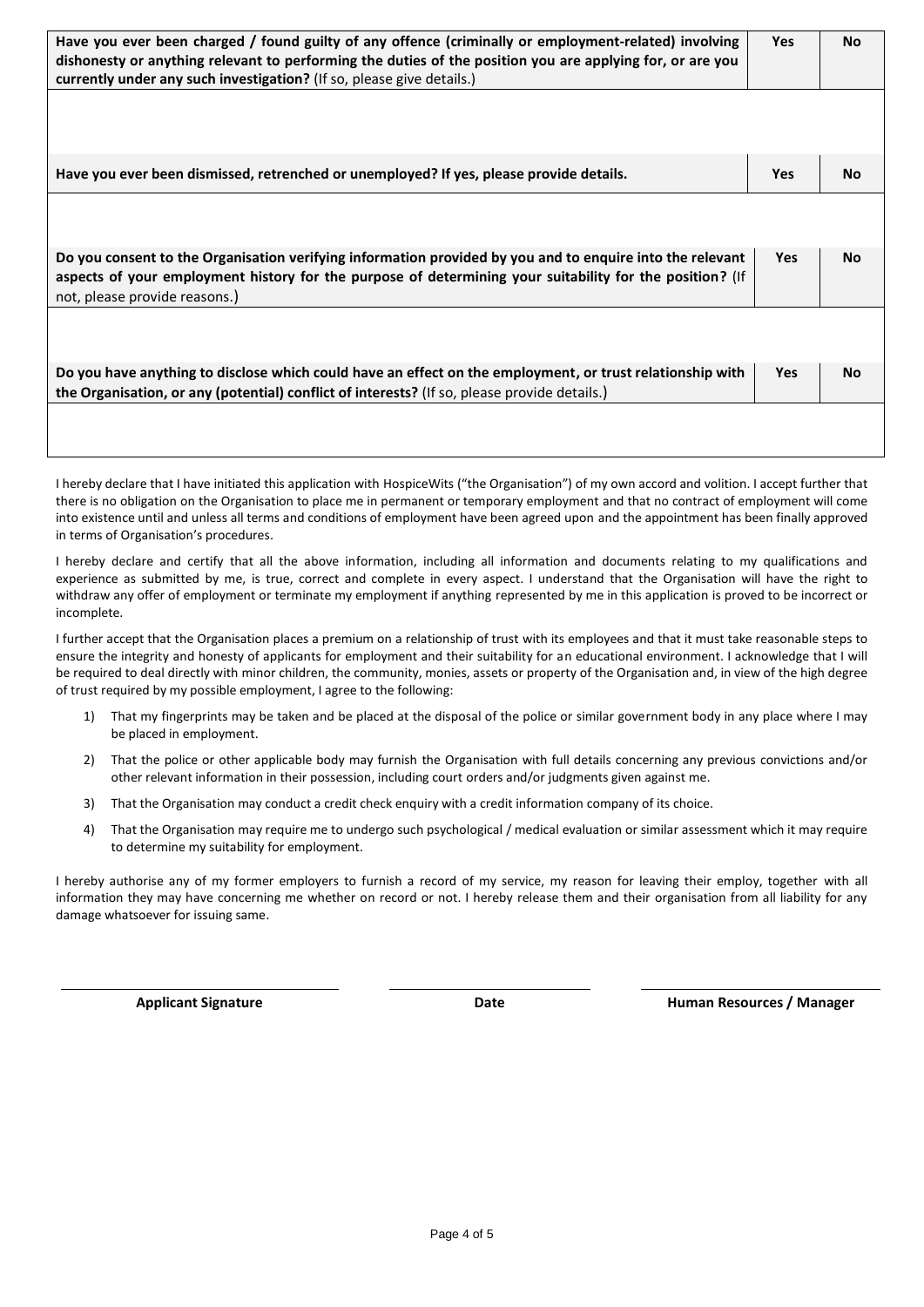| | | |
|---|---|---|
| **Have you ever been charged / found guilty of any offence (criminally or employment-related) involving dishonesty or anything relevant to performing the duties of the position you are applying for, or are you currently under any such investigation?** (If so, please give details.) | **Yes** | **No** |
| | | |
| **Have you ever been dismissed, retrenched or unemployed? If yes, please provide details.** | **Yes** | **No** |
| | | |
| **Do you consent to the Organisation verifying information provided by you and to enquire into the relevant aspects of your employment history for the purpose of determining your suitability for the position?** (If not, please provide reasons.) | **Yes** | **No** |
| | | |
| **Do you have anything to disclose which could have an effect on the employment, or trust relationship with the Organisation, or any (potential) conflict of interests?** (If so, please provide details.) | **Yes** | **No** |
| | | |

I hereby declare that I have initiated this application with HospiceWits ("the Organisation") of my own accord and volition. I accept further that there is no obligation on the Organisation to place me in permanent or temporary employment and that no contract of employment will come into existence until and unless all terms and conditions of employment have been agreed upon and the appointment has been finally approved in terms of Organisation's procedures.

I hereby declare and certify that all the above information, including all information and documents relating to my qualifications and experience as submitted by me, is true, correct and complete in every aspect. I understand that the Organisation will have the right to withdraw any offer of employment or terminate my employment if anything represented by me in this application is proved to be incorrect or incomplete.

I further accept that the Organisation places a premium on a relationship of trust with its employees and that it must take reasonable steps to ensure the integrity and honesty of applicants for employment and their suitability for an educational environment. I acknowledge that I will be required to deal directly with minor children, the community, monies, assets or property of the Organisation and, in view of the high degree of trust required by my possible employment, I agree to the following:

1) That my fingerprints may be taken and be placed at the disposal of the police or similar government body in any place where I may be placed in employment.
2) That the police or other applicable body may furnish the Organisation with full details concerning any previous convictions and/or other relevant information in their possession, including court orders and/or judgments given against me.
3) That the Organisation may conduct a credit check enquiry with a credit information company of its choice.
4) That the Organisation may require me to undergo such psychological / medical evaluation or similar assessment which it may require to determine my suitability for employment.

I hereby authorise any of my former employers to furnish a record of my service, my reason for leaving their employ, together with all information they may have concerning me whether on record or not. I hereby release them and their organisation from all liability for any damage whatsoever for issuing same.

**Applicant Signature** | **Date** | **Human Resources / Manager**